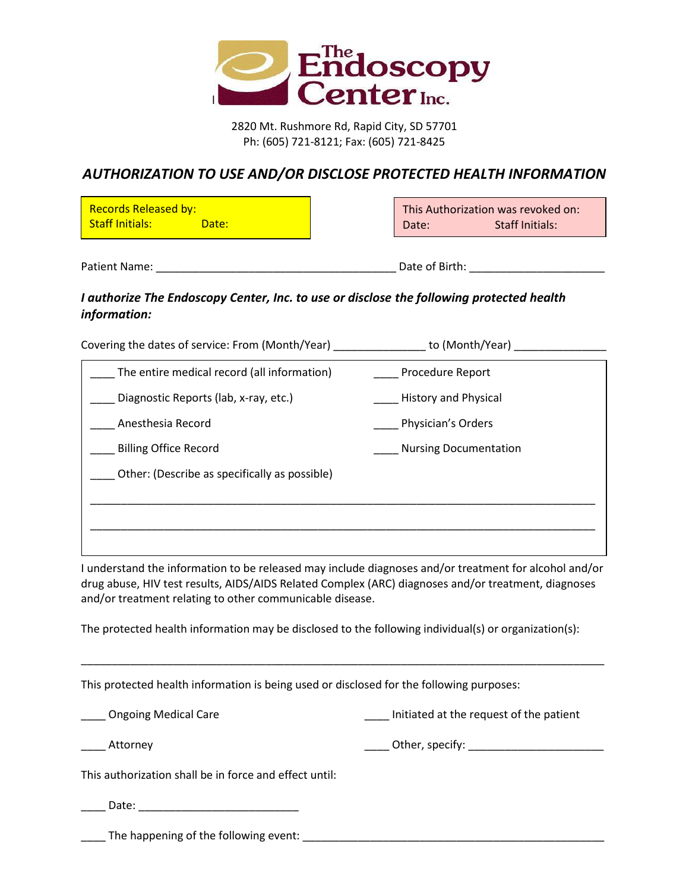# The Endoscopy Center Inc.

2820 Mt. Rushmore Rd, Rapid City, SD 57701
Ph: (605) 721-8121; Fax: (605) 721-8425

## *AUTHORIZATION TO USE AND/OR DISCLOSE PROTECTED HEALTH INFORMATION*

Records Released by:
Staff Initials: Date:

This Authorization was revoked on:
Date: Staff Initials:

Patient Name: ______________________________________ Date of Birth: ____________________

***I authorize The Endoscopy Center, Inc. to use or disclose the following protected health information:***

Covering the dates of service: From (Month/Year) ______________ to (Month/Year) ______________

____ The entire medical record (all information)

____ Procedure Report

____ Diagnostic Reports (lab, x-ray, etc.)

____ History and Physical

____ Anesthesia Record

____ Physician's Orders

____ Billing Office Record

____ Nursing Documentation

____ Other: (Describe as specifically as possible)

________________________________________________________________________________

________________________________________________________________________________

I understand the information to be released may include diagnoses and/or treatment for alcohol and/or drug abuse, HIV test results, AIDS/AIDS Related Complex (ARC) diagnoses and/or treatment, diagnoses and/or treatment relating to other communicable disease.

The protected health information may be disclosed to the following individual(s) or organization(s):

________________________________________________________________________________

This protected health information is being used or disclosed for the following purposes:

____ Ongoing Medical Care

____ Initiated at the request of the patient

____ Attorney

____ Other, specify: ____________________

This authorization shall be in force and effect until:

____ Date: ________________________

____ The happening of the following event: ______________________________________________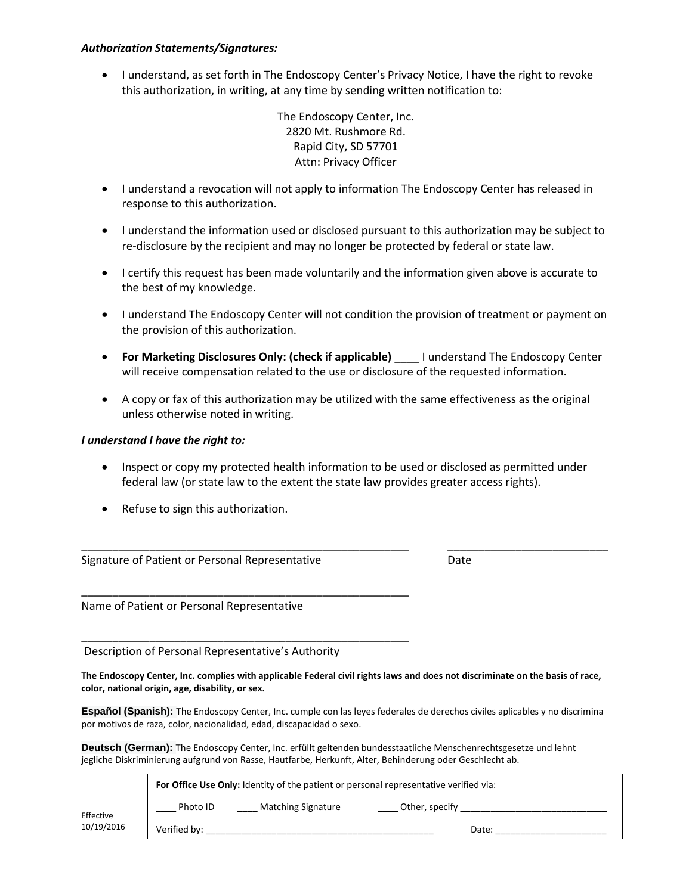***Authorization Statements/Signatures:***

- I understand, as set forth in The Endoscopy Center's Privacy Notice, I have the right to revoke this authorization, in writing, at any time by sending written notification to:

  The Endoscopy Center, Inc.
  2820 Mt. Rushmore Rd.
  Rapid City, SD 57701
  Attn: Privacy Officer

- I understand a revocation will not apply to information The Endoscopy Center has released in response to this authorization.
- I understand the information used or disclosed pursuant to this authorization may be subject to re-disclosure by the recipient and may no longer be protected by federal or state law.
- I certify this request has been made voluntarily and the information given above is accurate to the best of my knowledge.
- I understand The Endoscopy Center will not condition the provision of treatment or payment on the provision of this authorization.
- **For Marketing Disclosures Only: (check if applicable)** ____ I understand The Endoscopy Center will receive compensation related to the use or disclosure of the requested information.
- A copy or fax of this authorization may be utilized with the same effectiveness as the original unless otherwise noted in writing.

***I understand I have the right to:***

- Inspect or copy my protected health information to be used or disclosed as permitted under federal law (or state law to the extent the state law provides greater access rights).
- Refuse to sign this authorization.

_______________________________________________________ ___________________________
Signature of Patient or Personal Representative Date

_______________________________________________________
Name of Patient or Personal Representative

_______________________________________________________
Description of Personal Representative's Authority

**The Endoscopy Center, Inc. complies with applicable Federal civil rights laws and does not discriminate on the basis of race, color, national origin, age, disability, or sex.**

**Español (Spanish):** The Endoscopy Center, Inc. cumple con las leyes federales de derechos civiles aplicables y no discrimina por motivos de raza, color, nacionalidad, edad, discapacidad o sexo.

**Deutsch (German):** The Endoscopy Center, Inc. erfüllt geltenden bundesstaatliche Menschenrechtsgesetze und lehnt jegliche Diskriminierung aufgrund von Rasse, Hautfarbe, Herkunft, Alter, Behinderung oder Geschlecht ab.

Effective 10/19/2016

| | | |
|---|---|---|
| **For Office Use Only:** Identity of the patient or personal representative verified via: | | |
| ____ Photo ID | ____ Matching Signature | ____ Other, specify ____________________________ |
| Verified by: ____________________________________________ | | Date: _____________________ |